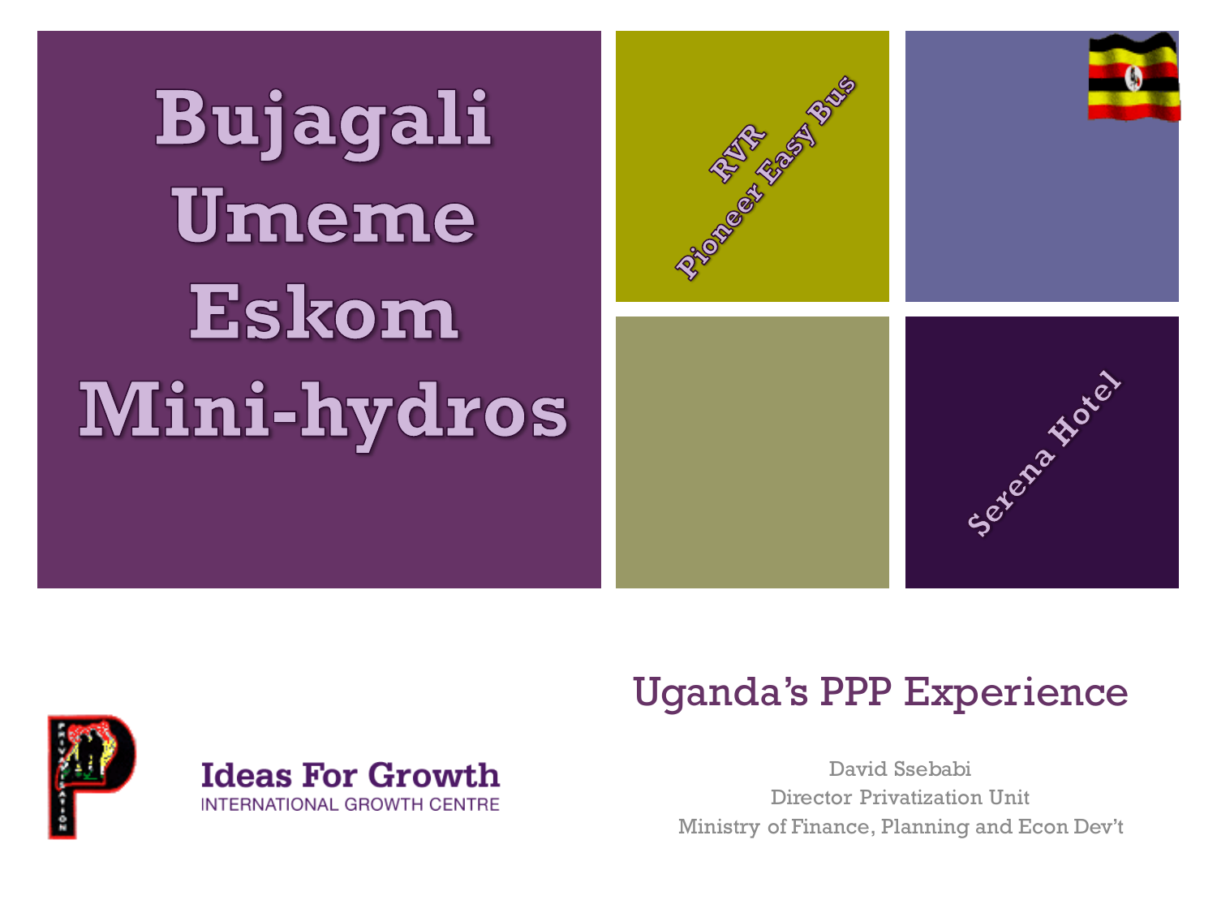Bujagali
Umeme
Eskom
Mini-hydros

RVR
Pioneer Easy Bus

Serena Hotel

# Uganda's PPP Experience

David Ssebabi
Director Privatization Unit
Ministry of Finance, Planning and Econ Dev't

**Ideas For Growth**
INTERNATIONAL GROWTH CENTRE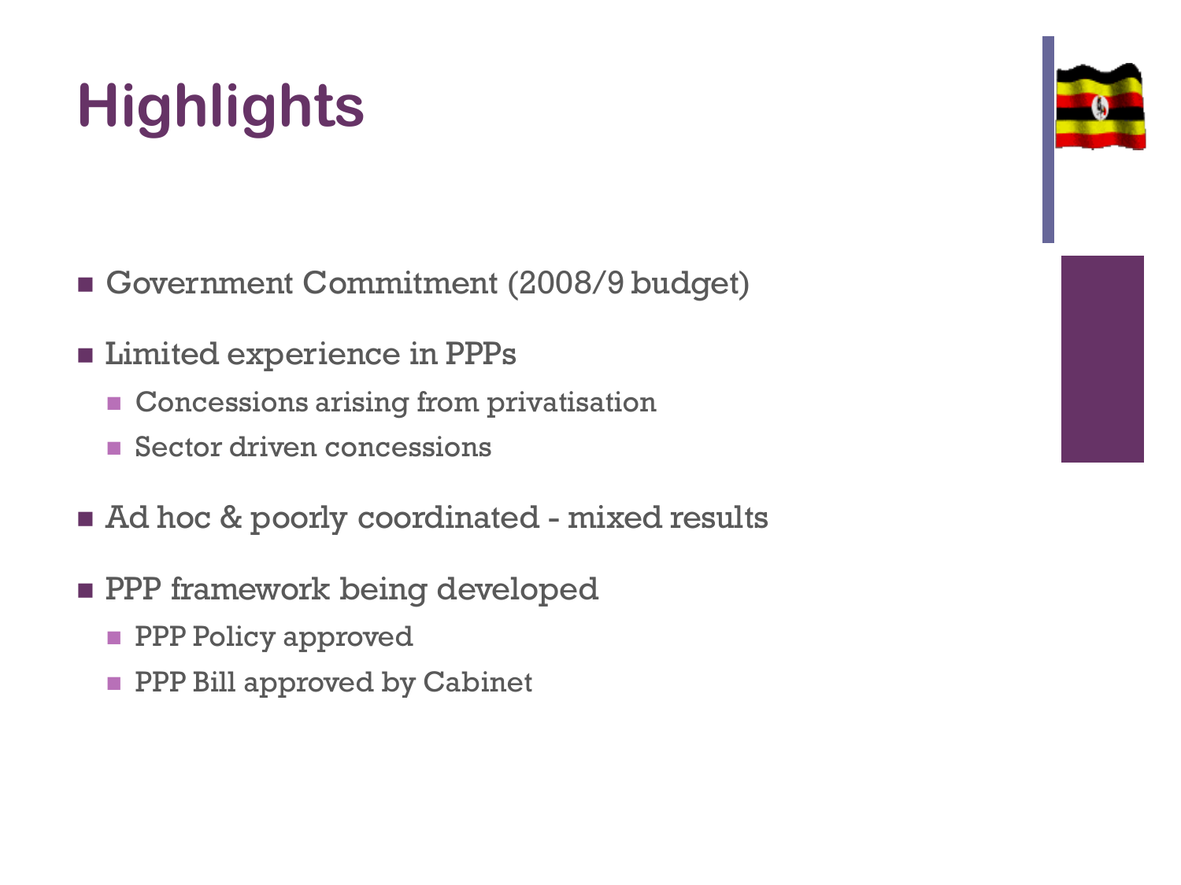# Highlights

- Government Commitment (2008/9 budget)
- Limited experience in PPPs
  - Concessions arising from privatisation
  - Sector driven concessions
- Ad hoc & poorly coordinated - mixed results
- PPP framework being developed
  - PPP Policy approved
  - PPP Bill approved by Cabinet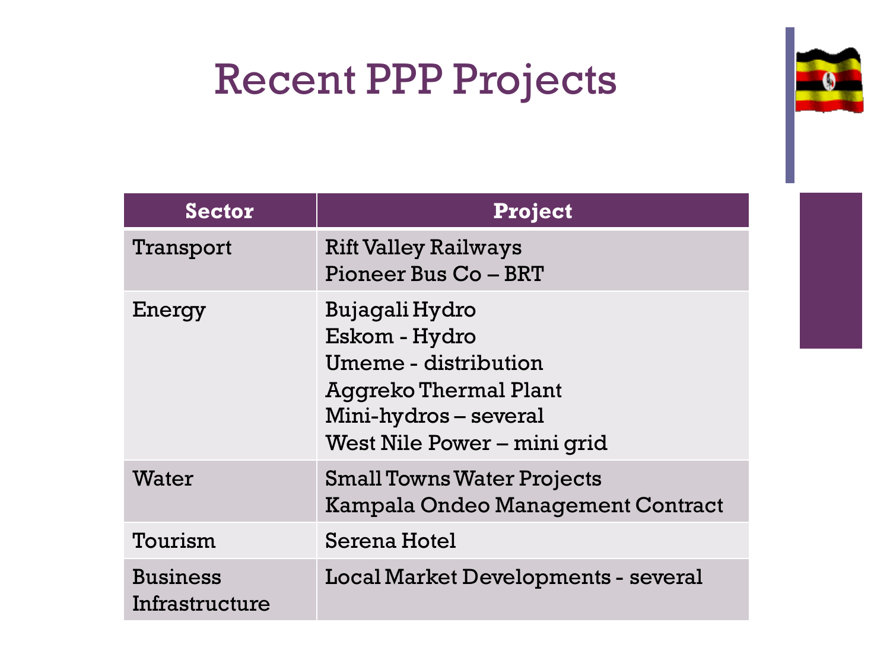# Recent PPP Projects

| Sector | Project |
| --- | --- |
| Transport | Rift Valley Railways<br>Pioneer Bus Co – BRT |
| Energy | Bujagali Hydro<br>Eskom - Hydro<br>Umeme - distribution<br>Aggreko Thermal Plant<br>Mini-hydros – several<br>West Nile Power – mini grid |
| Water | Small Towns Water Projects<br>Kampala Ondeo Management Contract |
| Tourism | Serena Hotel |
| Business Infrastructure | Local Market Developments - several |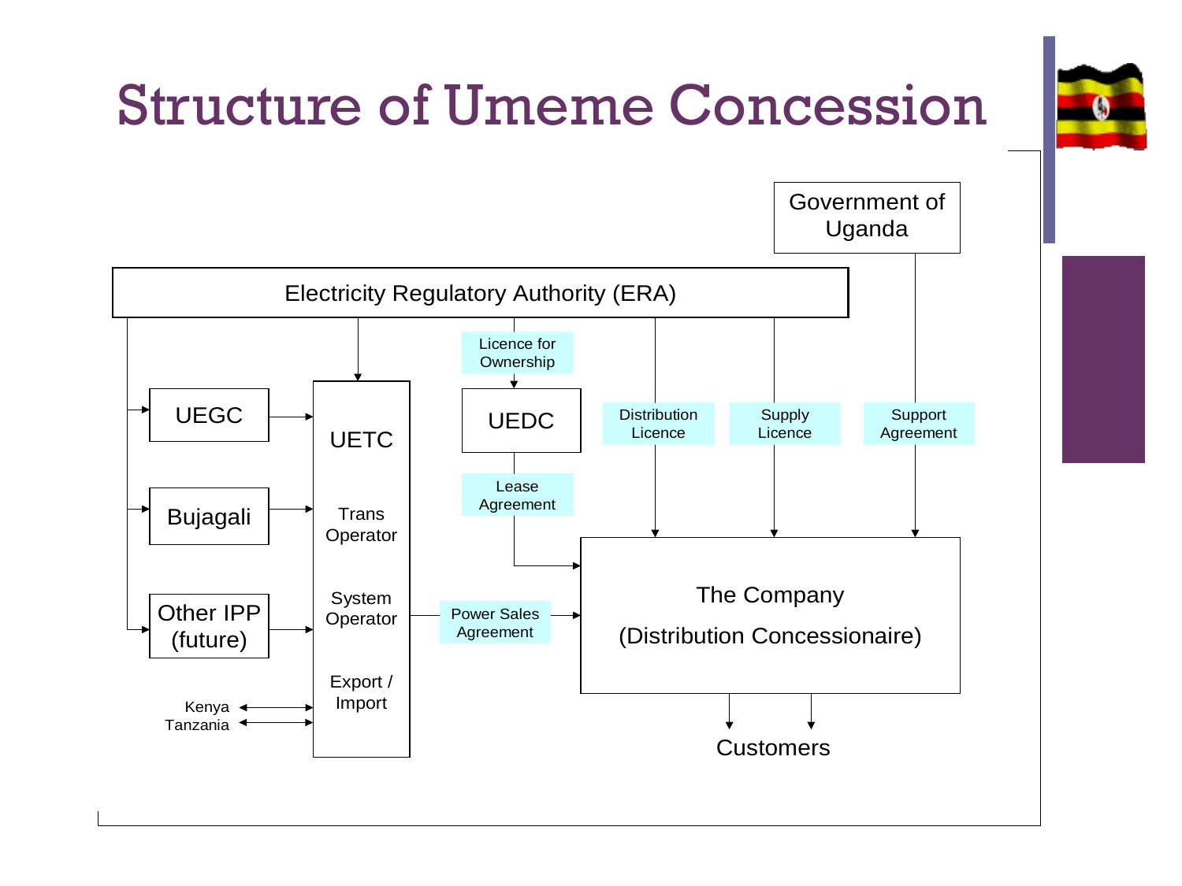# Structure of Umeme Concession

Government of Uganda

Electricity Regulatory Authority (ERA)

Licence for Ownership

UEGC

Bujagali

Other IPP (future)

UETC

Trans Operator

System Operator

Export / Import

Kenya

Tanzania

UEDC

Lease Agreement

Distribution Licence

Supply Licence

Support Agreement

Power Sales Agreement

The Company

(Distribution Concessionaire)

Customers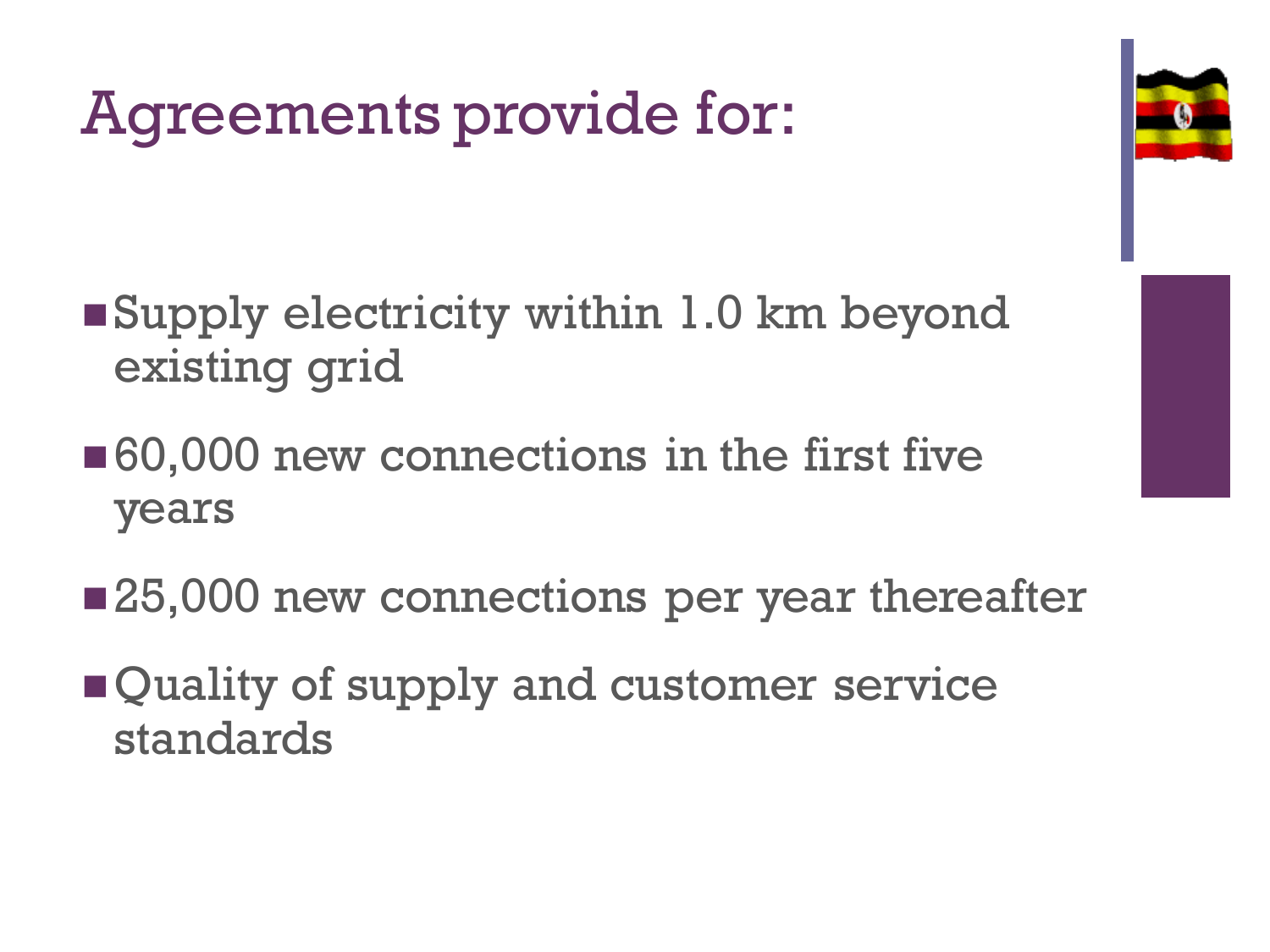# Agreements provide for:

- Supply electricity within 1.0 km beyond existing grid
- 60,000 new connections in the first five years
- 25,000 new connections per year thereafter
- Quality of supply and customer service standards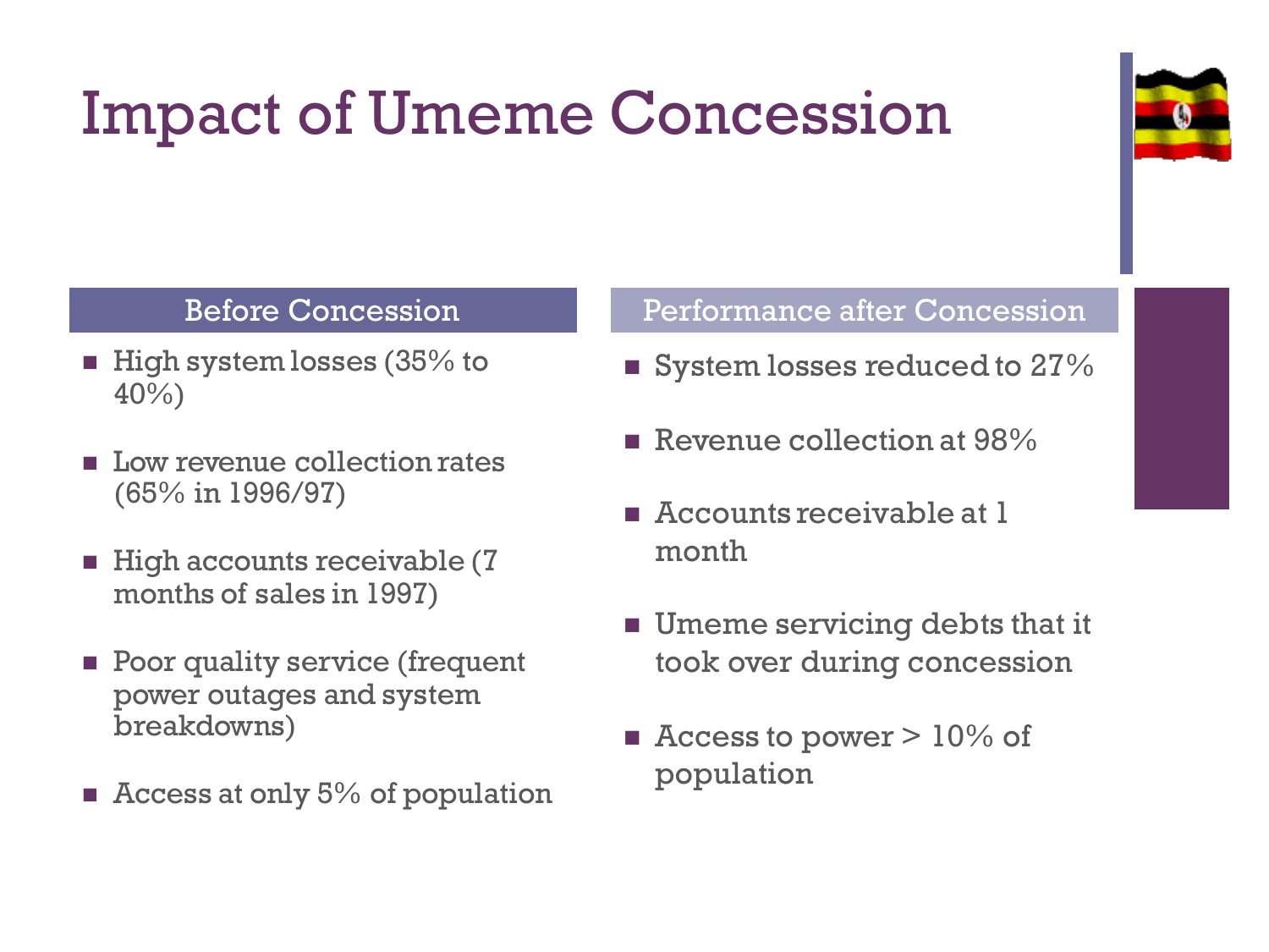# Impact of Umeme Concession

## Before Concession

- High system losses (35% to 40%)
- Low revenue collection rates (65% in 1996/97)
- High accounts receivable (7 months of sales in 1997)
- Poor quality service (frequent power outages and system breakdowns)
- Access at only 5% of population

## Performance after Concession

- System losses reduced to 27%
- Revenue collection at 98%
- Accounts receivable at 1 month
- Umeme servicing debts that it took over during concession
- Access to power > 10% of population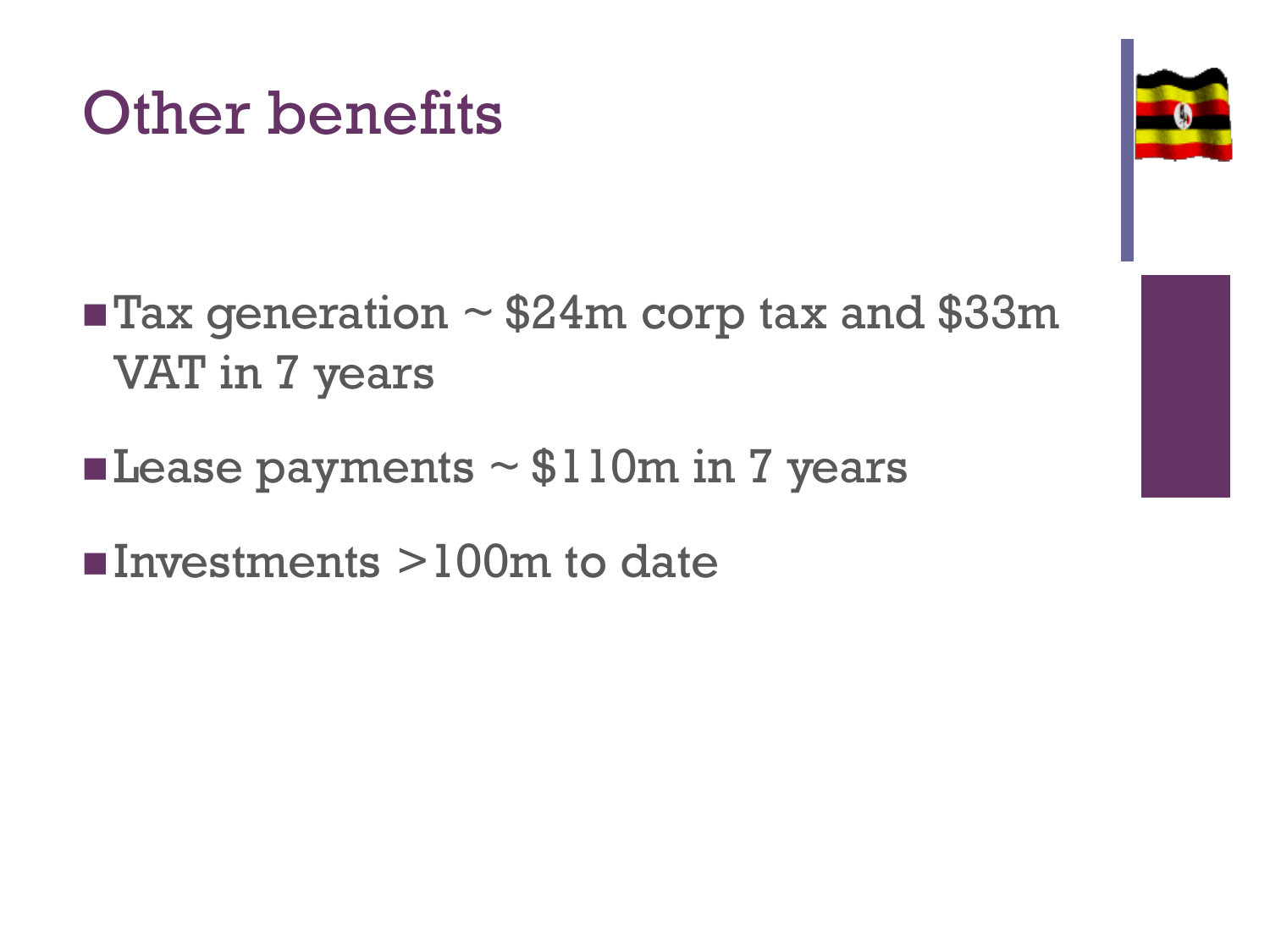# Other benefits

- Tax generation ~ $24m corp tax and $33m VAT in 7 years
- Lease payments ~ $110m in 7 years
- Investments >100m to date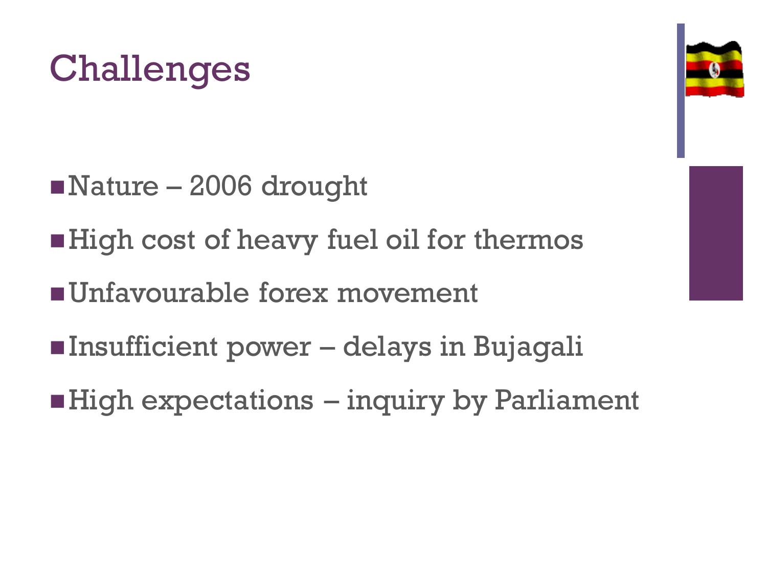# Challenges

- Nature – 2006 drought
- High cost of heavy fuel oil for thermos
- Unfavourable forex movement
- Insufficient power – delays in Bujagali
- High expectations – inquiry by Parliament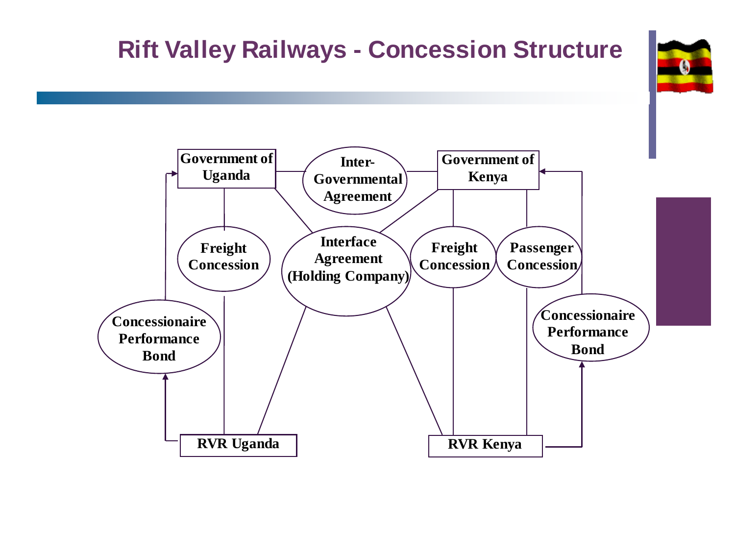# Rift Valley Railways - Concession Structure

Government of Uganda

Inter-Governmental Agreement

Government of Kenya

Freight Concession

Interface Agreement (Holding Company)

Freight Concession

Passenger Concession

Concessionaire Performance Bond

Concessionaire Performance Bond

RVR Uganda

RVR Kenya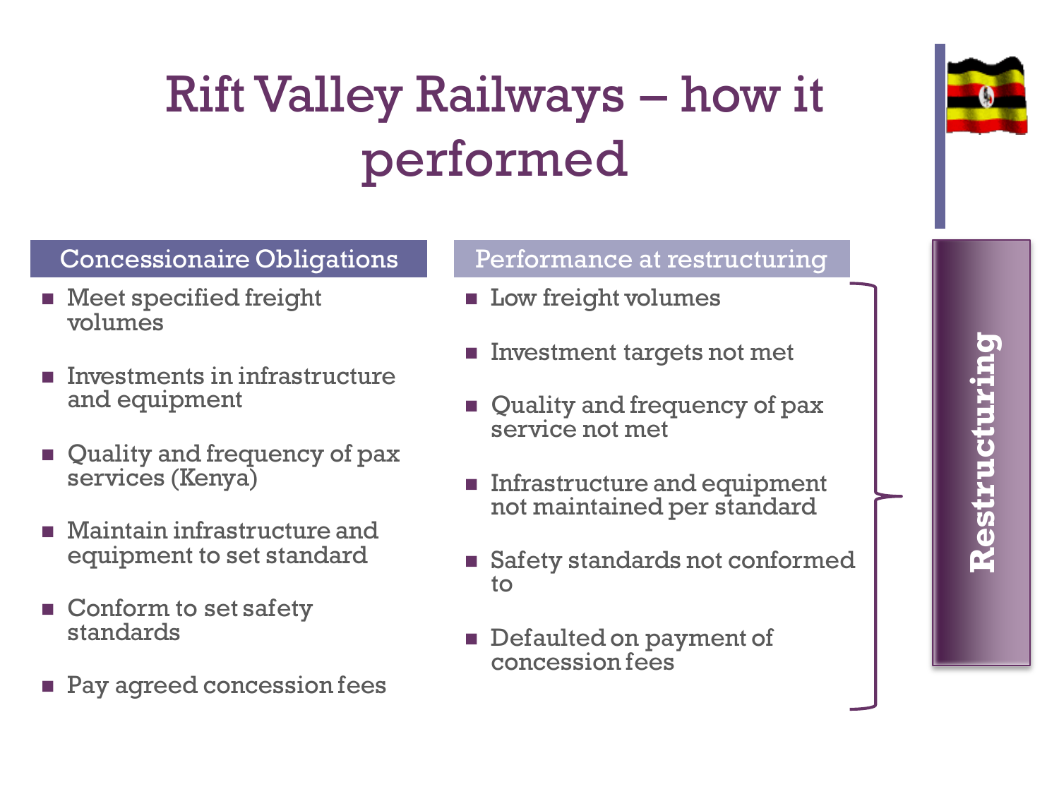# Rift Valley Railways – how it performed

## Concessionaire Obligations

- Meet specified freight volumes
- Investments in infrastructure and equipment
- Quality and frequency of pax services (Kenya)
- Maintain infrastructure and equipment to set standard
- Conform to set safety standards
- Pay agreed concession fees

## Performance at restructuring

- Low freight volumes
- Investment targets not met
- Quality and frequency of pax service not met
- Infrastructure and equipment not maintained per standard
- Safety standards not conformed to
- Defaulted on payment of concession fees

**Restructuring**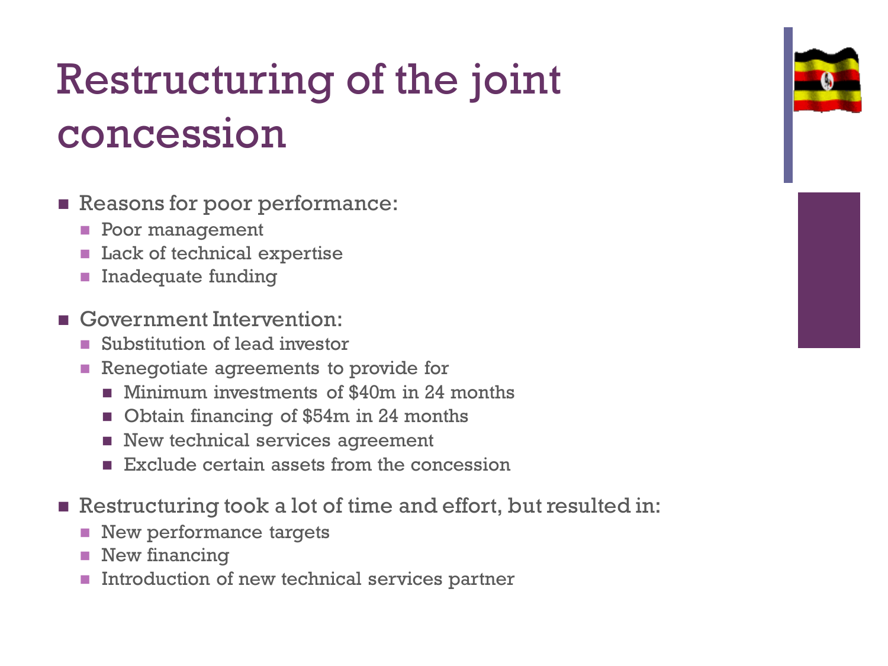# Restructuring of the joint concession

- Reasons for poor performance:
  - Poor management
  - Lack of technical expertise
  - Inadequate funding
- Government Intervention:
  - Substitution of lead investor
  - Renegotiate agreements to provide for
    - Minimum investments of $40m in 24 months
    - Obtain financing of $54m in 24 months
    - New technical services agreement
    - Exclude certain assets from the concession
- Restructuring took a lot of time and effort, but resulted in:
  - New performance targets
  - New financing
  - Introduction of new technical services partner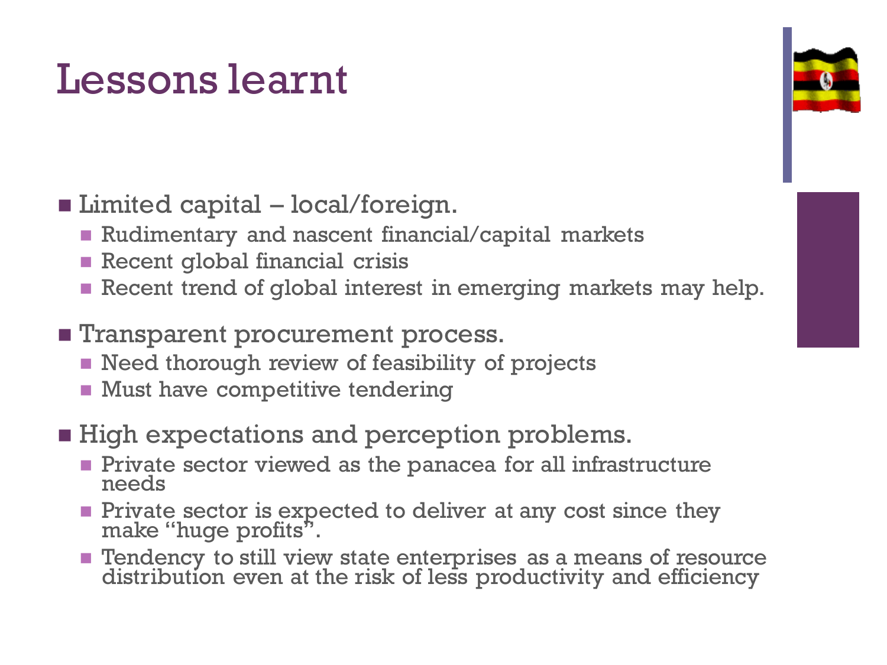# Lessons learnt

- Limited capital – local/foreign.
  - Rudimentary and nascent financial/capital markets
  - Recent global financial crisis
  - Recent trend of global interest in emerging markets may help.
- Transparent procurement process.
  - Need thorough review of feasibility of projects
  - Must have competitive tendering
- High expectations and perception problems.
  - Private sector viewed as the panacea for all infrastructure needs
  - Private sector is expected to deliver at any cost since they make "huge profits".
  - Tendency to still view state enterprises as a means of resource distribution even at the risk of less productivity and efficiency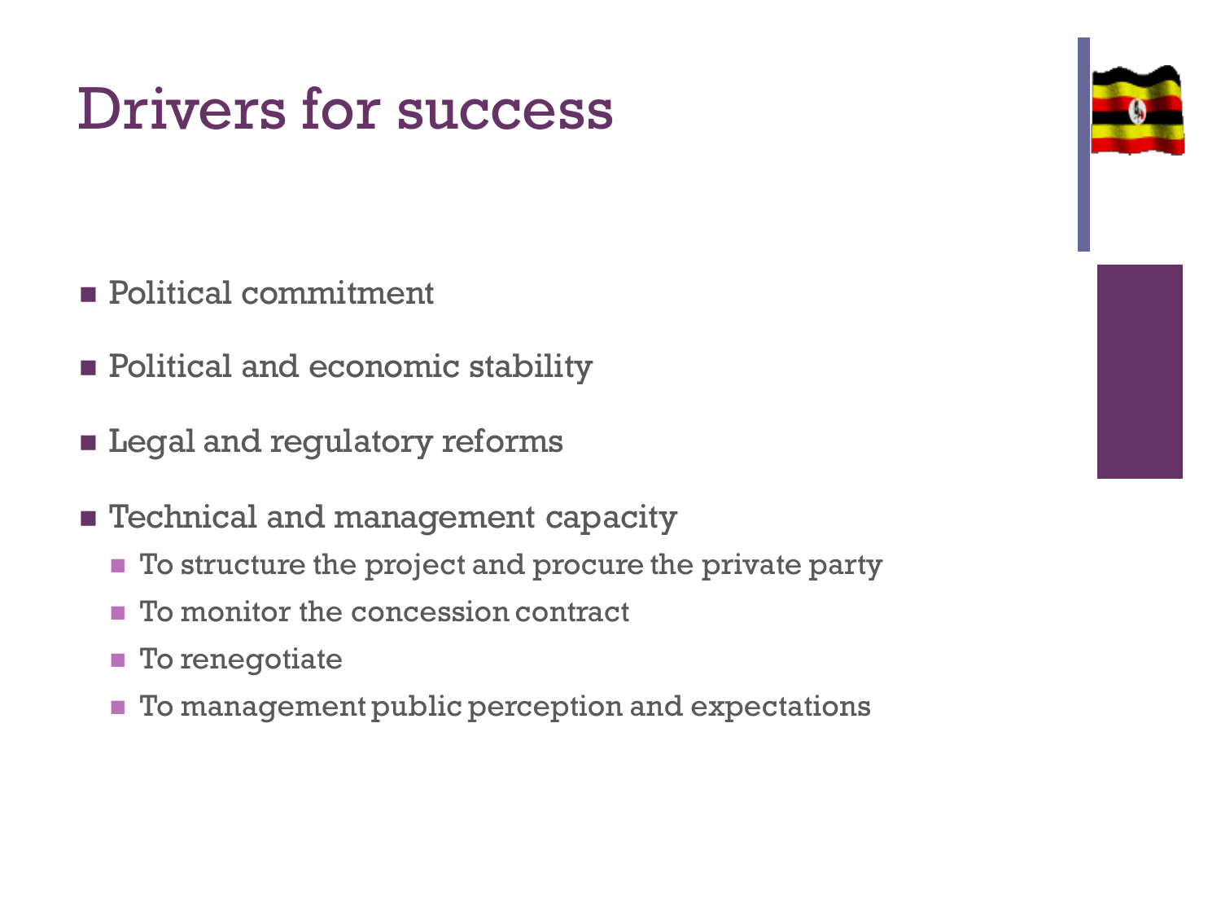# Drivers for success

- Political commitment
- Political and economic stability
- Legal and regulatory reforms
- Technical and management capacity
  - To structure the project and procure the private party
  - To monitor the concession contract
  - To renegotiate
  - To management public perception and expectations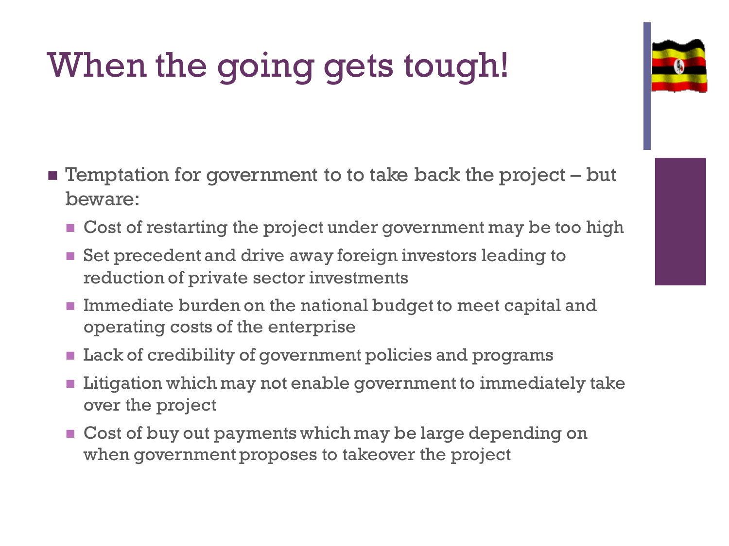# When the going gets tough!

- Temptation for government to to take back the project – but beware:
  - Cost of restarting the project under government may be too high
  - Set precedent and drive away foreign investors leading to reduction of private sector investments
  - Immediate burden on the national budget to meet capital and operating costs of the enterprise
  - Lack of credibility of government policies and programs
  - Litigation which may not enable government to immediately take over the project
  - Cost of buy out payments which may be large depending on when government proposes to takeover the project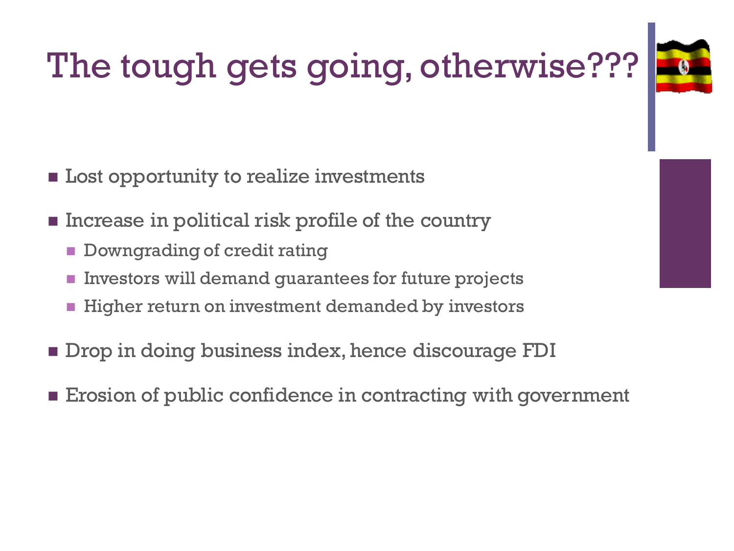# The tough gets going, otherwise???

- Lost opportunity to realize investments
- Increase in political risk profile of the country
  - Downgrading of credit rating
  - Investors will demand guarantees for future projects
  - Higher return on investment demanded by investors
- Drop in doing business index, hence discourage FDI
- Erosion of public confidence in contracting with government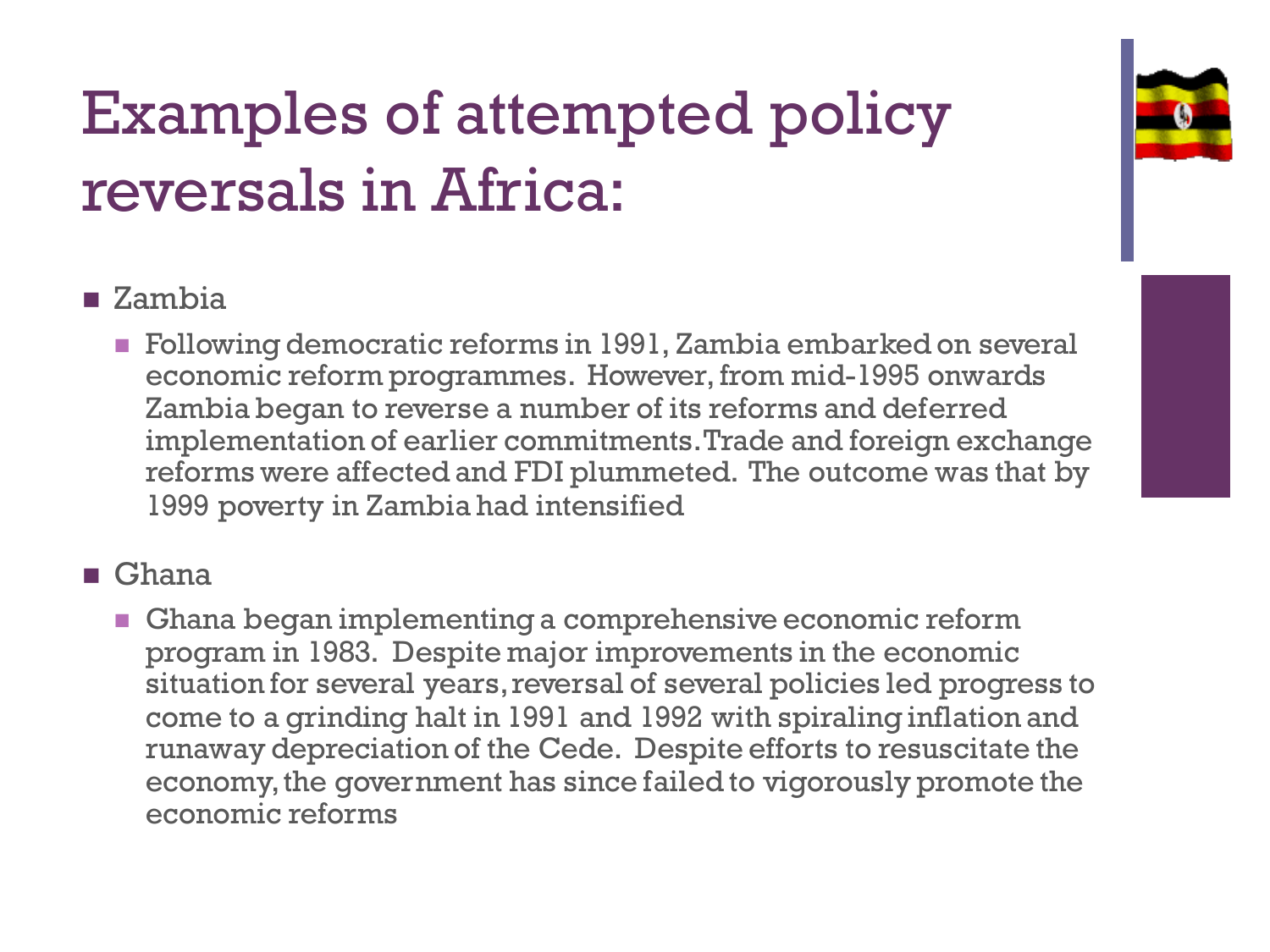# Examples of attempted policy reversals in Africa:

- Zambia
  - Following democratic reforms in 1991, Zambia embarked on several economic reform programmes. However, from mid-1995 onwards Zambia began to reverse a number of its reforms and deferred implementation of earlier commitments. Trade and foreign exchange reforms were affected and FDI plummeted. The outcome was that by 1999 poverty in Zambia had intensified

- Ghana
  - Ghana began implementing a comprehensive economic reform program in 1983. Despite major improvements in the economic situation for several years, reversal of several policies led progress to come to a grinding halt in 1991 and 1992 with spiraling inflation and runaway depreciation of the Cede. Despite efforts to resuscitate the economy, the government has since failed to vigorously promote the economic reforms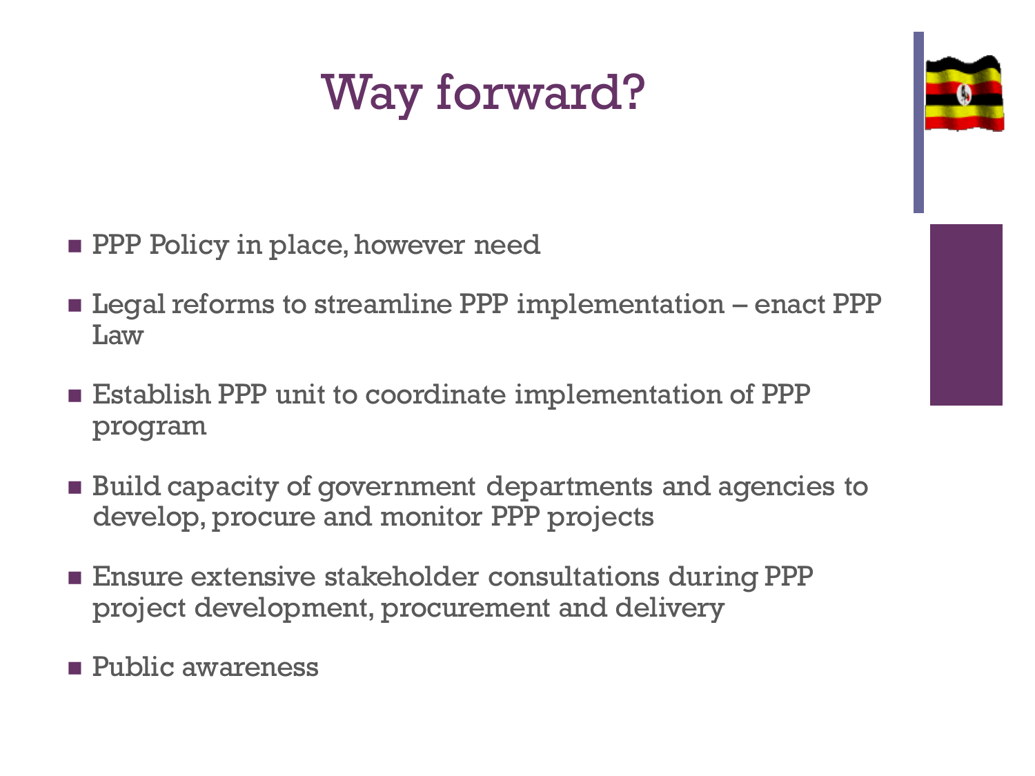# Way forward?

- PPP Policy in place, however need
- Legal reforms to streamline PPP implementation – enact PPP Law
- Establish PPP unit to coordinate implementation of PPP program
- Build capacity of government departments and agencies to develop, procure and monitor PPP projects
- Ensure extensive stakeholder consultations during PPP project development, procurement and delivery
- Public awareness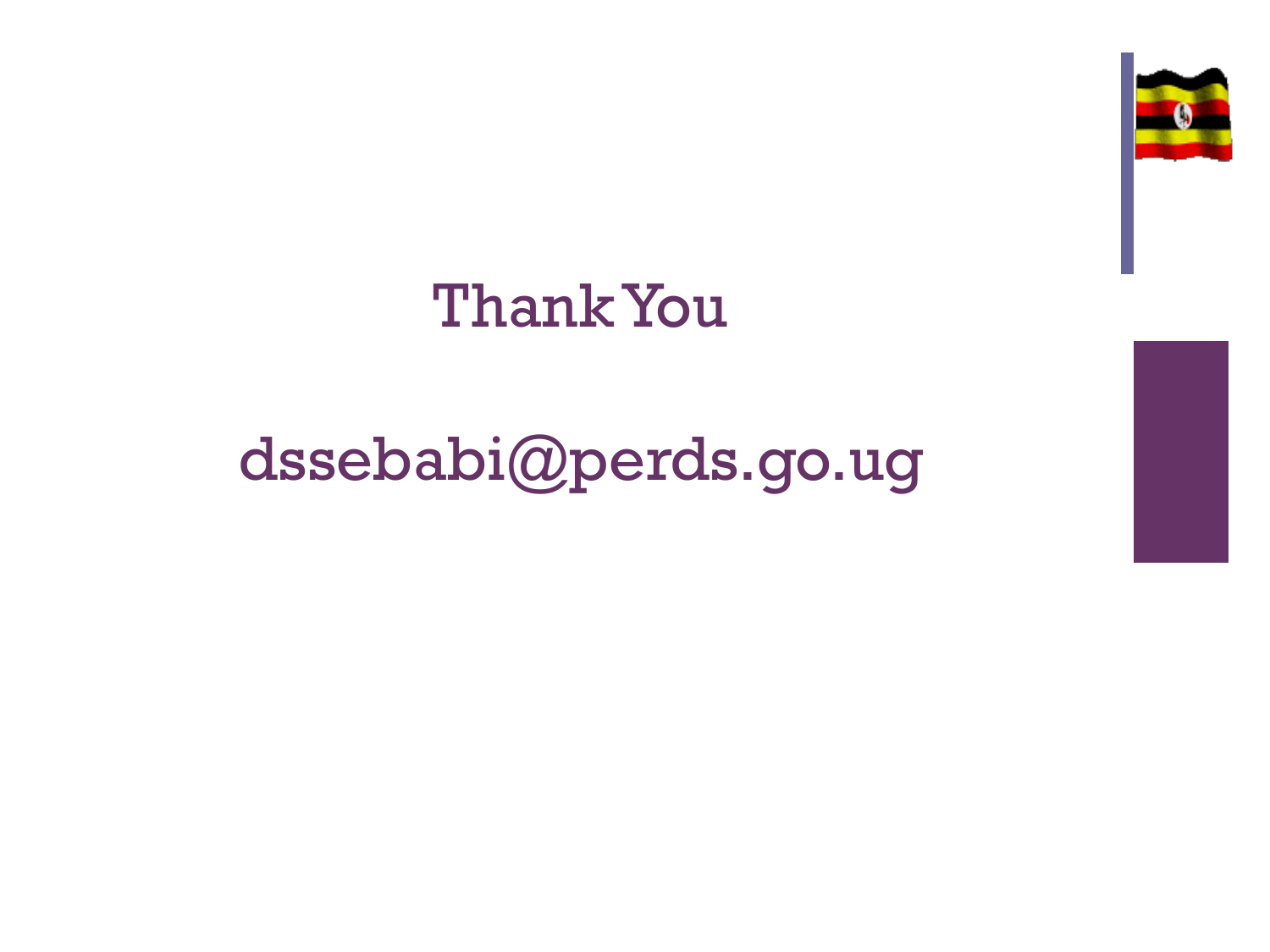Thank You

dssebabi@perds.go.ug